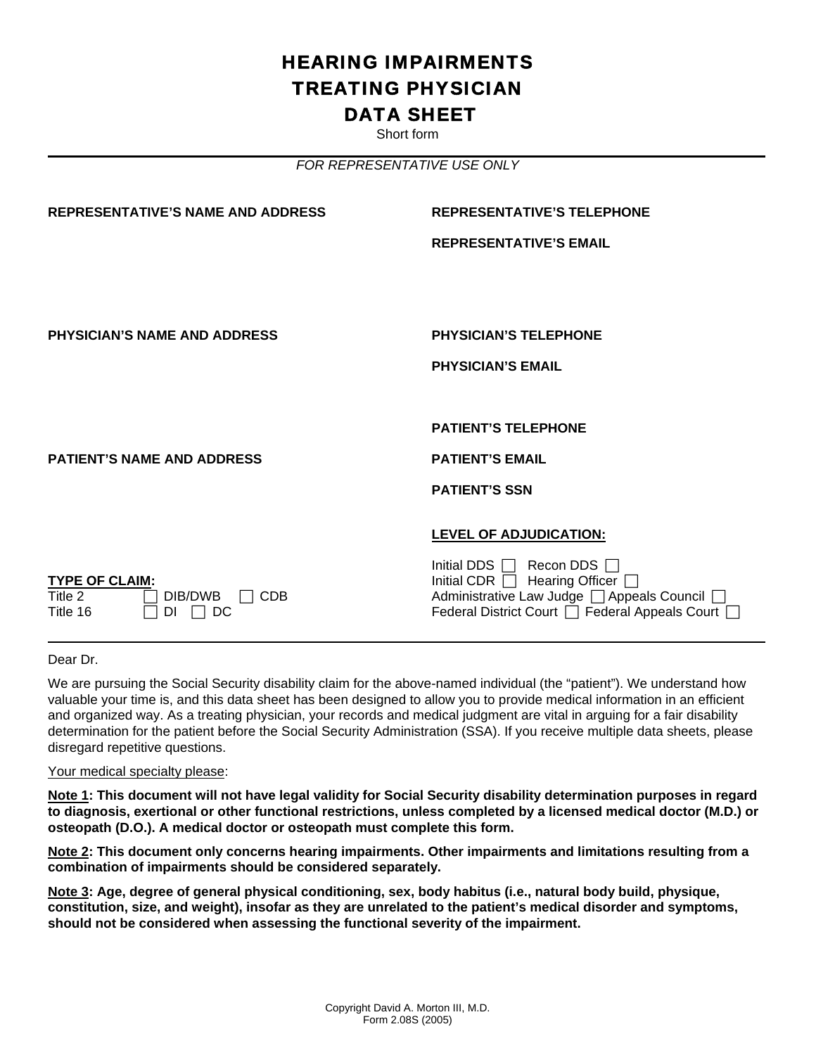# HEARING IMPAIRMENTS
# TREATING PHYSICIAN
# DATA SHEET

Short form

---

*FOR REPRESENTATIVE USE ONLY*

**REPRESENTATIVE'S NAME AND ADDRESS**

**REPRESENTATIVE'S TELEPHONE**

**REPRESENTATIVE'S EMAIL**

**PHYSICIAN'S NAME AND ADDRESS**

**PHYSICIAN'S TELEPHONE**

**PHYSICIAN'S EMAIL**

**PATIENT'S TELEPHONE**

**PATIENT'S NAME AND ADDRESS**

**PATIENT'S EMAIL**

**PATIENT'S SSN**

**<u>LEVEL OF ADJUDICATION:</u>**

Initial DDS ☐ Recon DDS ☐
Initial CDR ☐ Hearing Officer ☐
Administrative Law Judge ☐ Appeals Council ☐
Federal District Court ☐ Federal Appeals Court ☐

**<u>TYPE OF CLAIM</u>:**

Title 2 ☐ DIB/DWB ☐ CDB
Title 16 ☐ DI ☐ DC

---

Dear Dr.

We are pursuing the Social Security disability claim for the above-named individual (the "patient"). We understand how valuable your time is, and this data sheet has been designed to allow you to provide medical information in an efficient and organized way. As a treating physician, your records and medical judgment are vital in arguing for a fair disability determination for the patient before the Social Security Administration (SSA). If you receive multiple data sheets, please disregard repetitive questions.

<u>Your medical specialty please</u>:

**<u>Note 1</u>: This document will not have legal validity for Social Security disability determination purposes in regard to diagnosis, exertional or other functional restrictions, unless completed by a licensed medical doctor (M.D.) or osteopath (D.O.). A medical doctor or osteopath must complete this form.**

**<u>Note 2</u>: This document only concerns hearing impairments. Other impairments and limitations resulting from a combination of impairments should be considered separately.**

**<u>Note 3</u>: Age, degree of general physical conditioning, sex, body habitus (i.e., natural body build, physique, constitution, size, and weight), insofar as they are unrelated to the patient's medical disorder and symptoms, should not be considered when assessing the functional severity of the impairment.**

Copyright David A. Morton III, M.D.
Form 2.08S (2005)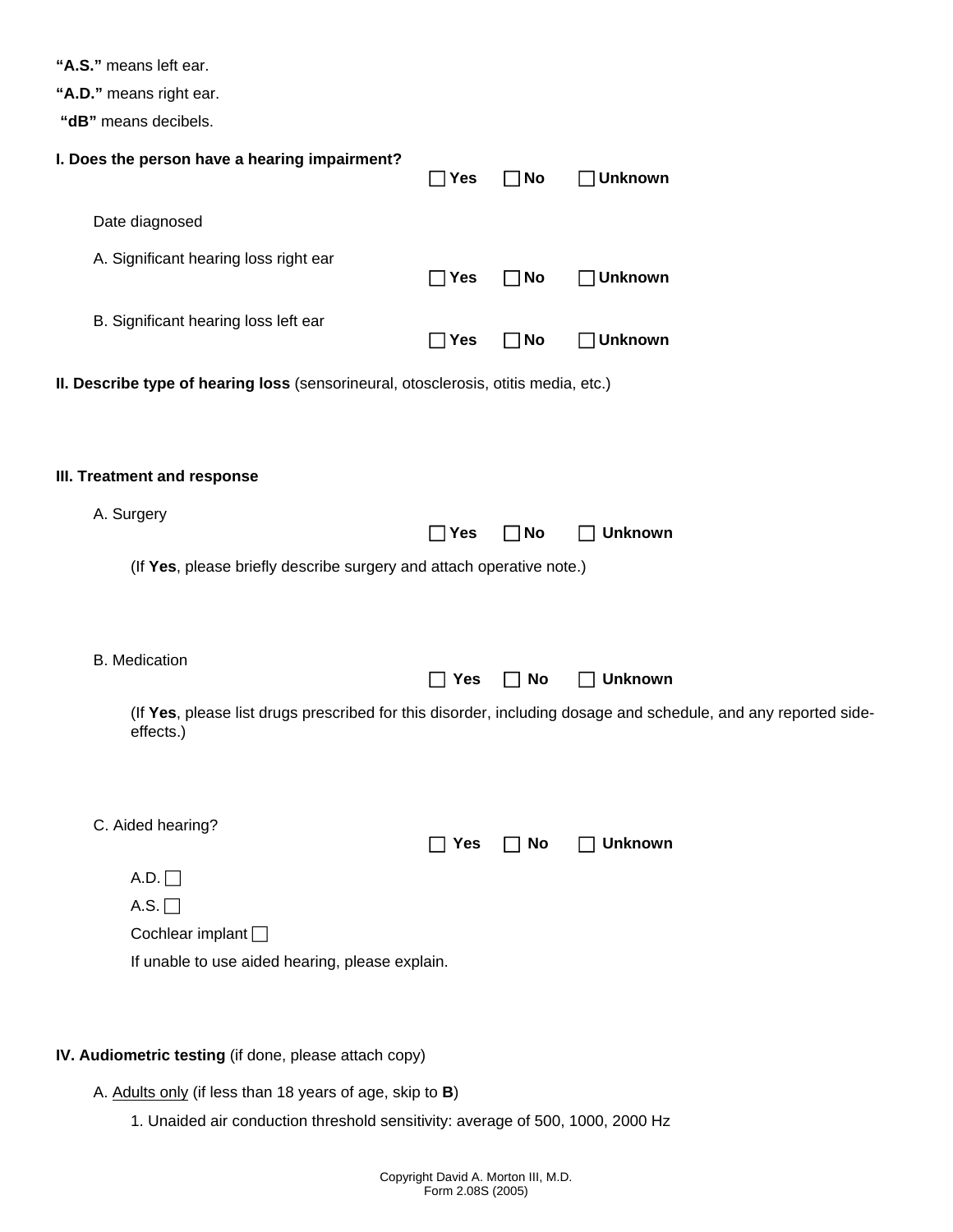**"A.S."** means left ear.

**"A.D."** means right ear.

**"dB"** means decibels.

**I. Does the person have a hearing impairment?** ☐ **Yes** ☐ **No** ☐ **Unknown**

Date diagnosed

A. Significant hearing loss right ear ☐ **Yes** ☐ **No** ☐ **Unknown**

B. Significant hearing loss left ear ☐ **Yes** ☐ **No** ☐ **Unknown**

**II. Describe type of hearing loss** (sensorineural, otosclerosis, otitis media, etc.)

**III. Treatment and response**

A. Surgery ☐ **Yes** ☐ **No** ☐ **Unknown**

(If **Yes**, please briefly describe surgery and attach operative note.)

B. Medication ☐ **Yes** ☐ **No** ☐ **Unknown**

(If **Yes**, please list drugs prescribed for this disorder, including dosage and schedule, and any reported side-effects.)

C. Aided hearing? ☐ **Yes** ☐ **No** ☐ **Unknown**

A.D. ☐

A.S. ☐

Cochlear implant ☐

If unable to use aided hearing, please explain.

**IV. Audiometric testing** (if done, please attach copy)

A. Adults only (if less than 18 years of age, skip to **B**)

1. Unaided air conduction threshold sensitivity: average of 500, 1000, 2000 Hz

Copyright David A. Morton III, M.D.
Form 2.08S (2005)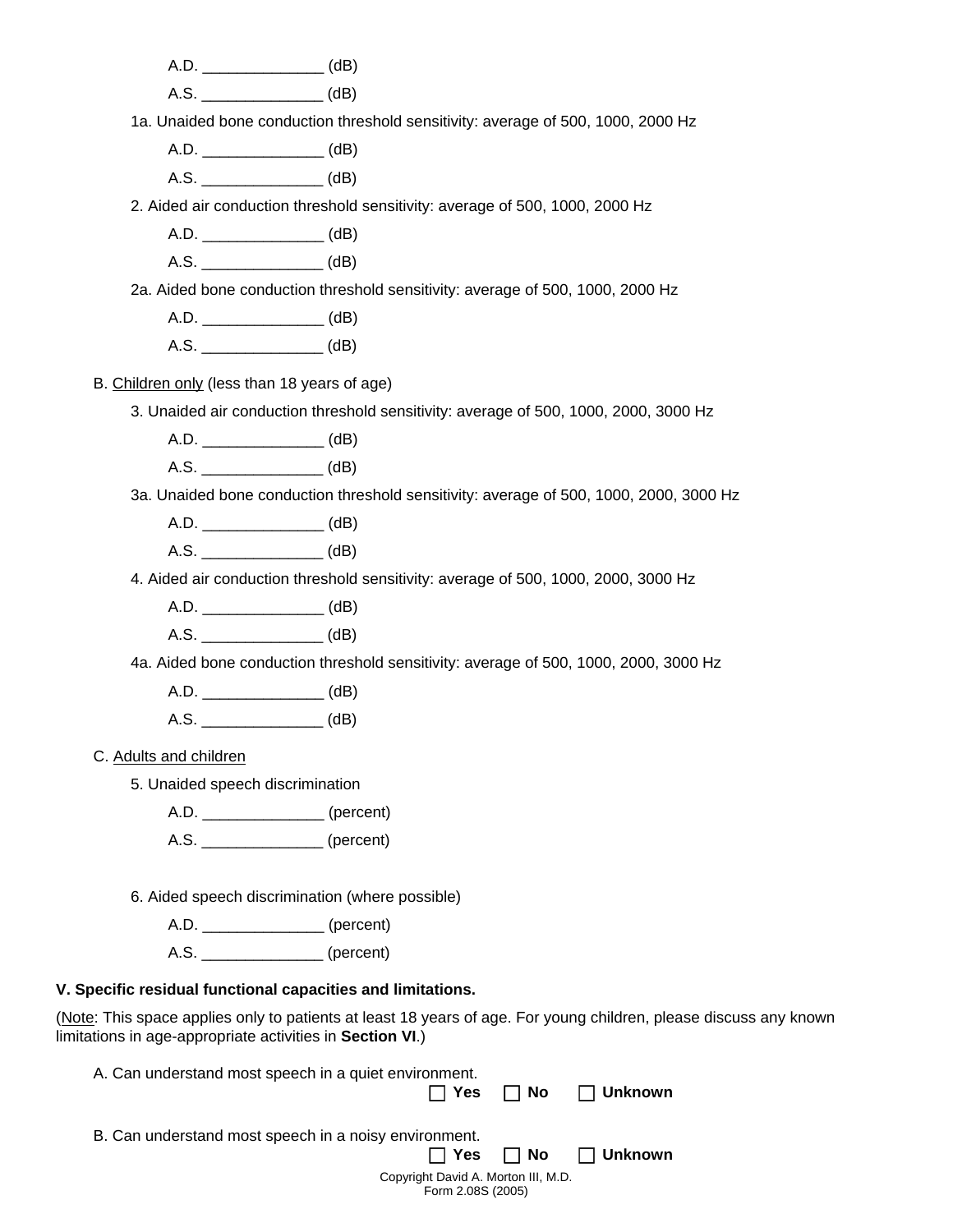A.D. ______________ (dB)

A.S. ______________ (dB)

1a. Unaided bone conduction threshold sensitivity: average of 500, 1000, 2000 Hz

A.D. ______________ (dB)

A.S. ______________ (dB)

2. Aided air conduction threshold sensitivity: average of 500, 1000, 2000 Hz

A.D. ______________ (dB)

A.S. ______________ (dB)

2a. Aided bone conduction threshold sensitivity: average of 500, 1000, 2000 Hz

A.D. ______________ (dB)

A.S. ______________ (dB)

B. <u>Children only</u> (less than 18 years of age)

3. Unaided air conduction threshold sensitivity: average of 500, 1000, 2000, 3000 Hz

A.D. ______________ (dB)

A.S. ______________ (dB)

3a. Unaided bone conduction threshold sensitivity: average of 500, 1000, 2000, 3000 Hz

A.D. ______________ (dB)

A.S. ______________ (dB)

4. Aided air conduction threshold sensitivity: average of 500, 1000, 2000, 3000 Hz

A.D. ______________ (dB)

A.S. ______________ (dB)

4a. Aided bone conduction threshold sensitivity: average of 500, 1000, 2000, 3000 Hz

A.D. ______________ (dB)

A.S. ______________ (dB)

C. <u>Adults and children</u>

5. Unaided speech discrimination

A.D. ______________ (percent)

A.S. ______________ (percent)

6. Aided speech discrimination (where possible)

A.D. ______________ (percent)

A.S. ______________ (percent)

**V. Specific residual functional capacities and limitations.**

(<u>Note</u>: This space applies only to patients at least 18 years of age. For young children, please discuss any known limitations in age-appropriate activities in **Section VI**.)

A. Can understand most speech in a quiet environment.

☐ **Yes** ☐ **No** ☐ **Unknown**

B. Can understand most speech in a noisy environment.

☐ **Yes** ☐ **No** ☐ **Unknown**

Copyright David A. Morton III, M.D.
Form 2.08S (2005)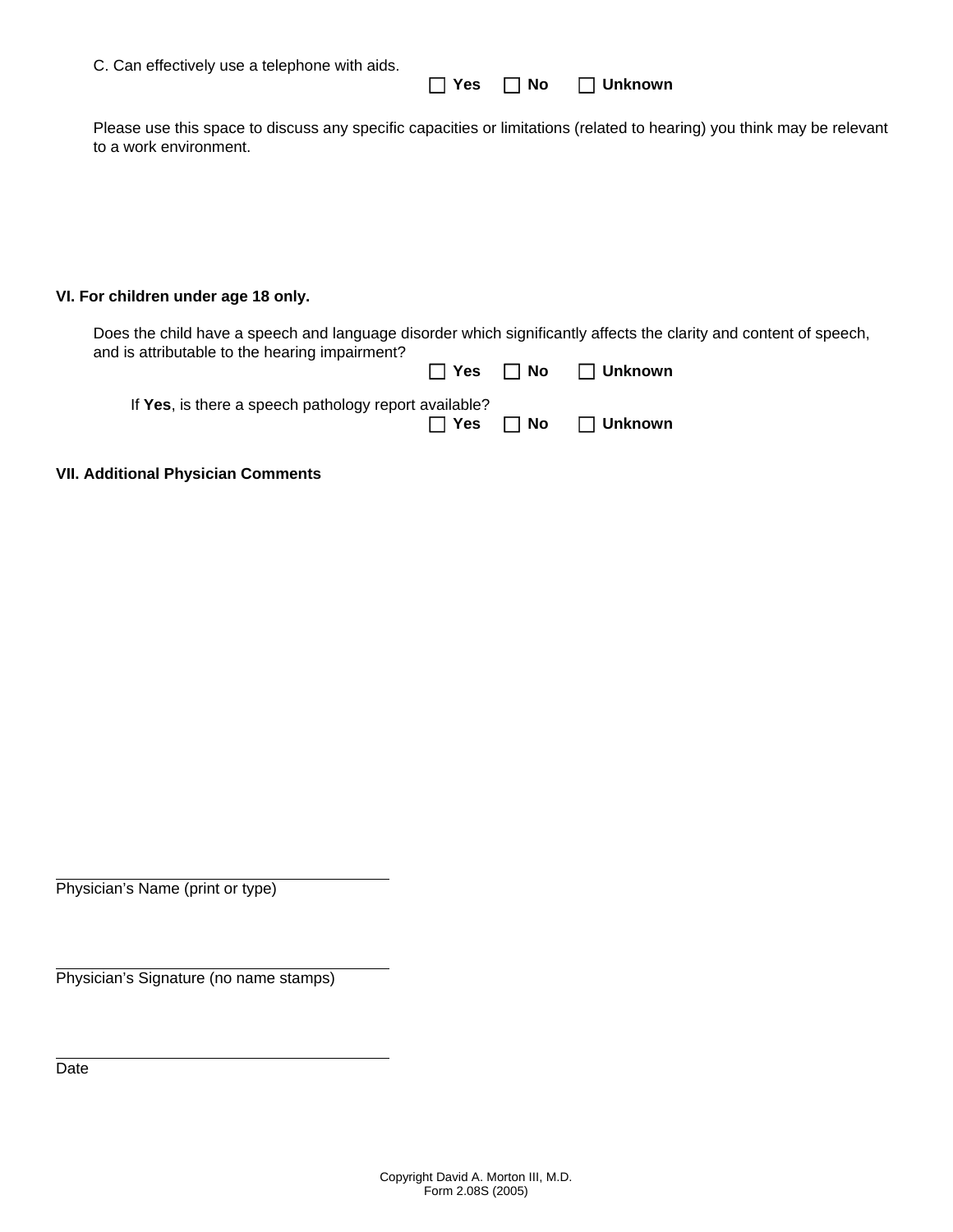C. Can effectively use a telephone with aids.

☐ **Yes** ☐ **No** ☐ **Unknown**

Please use this space to discuss any specific capacities or limitations (related to hearing) you think may be relevant to a work environment.

**VI. For children under age 18 only.**

Does the child have a speech and language disorder which significantly affects the clarity and content of speech, and is attributable to the hearing impairment?

☐ **Yes** ☐ **No** ☐ **Unknown**

If **Yes**, is there a speech pathology report available?

☐ **Yes** ☐ **No** ☐ **Unknown**

**VII. Additional Physician Comments**

\_\_\_\_\_\_\_\_\_\_\_\_\_\_\_\_\_\_\_\_\_\_\_\_\_\_\_\_\_\_\_\_\_\_\_\_

Physician's Name (print or type)

\_\_\_\_\_\_\_\_\_\_\_\_\_\_\_\_\_\_\_\_\_\_\_\_\_\_\_\_\_\_\_\_\_\_\_\_

Physician's Signature (no name stamps)

\_\_\_\_\_\_\_\_\_\_\_\_\_\_\_\_\_\_\_\_\_\_\_\_\_\_\_\_\_\_\_\_\_\_\_\_

Date

Copyright David A. Morton III, M.D.
Form 2.08S (2005)